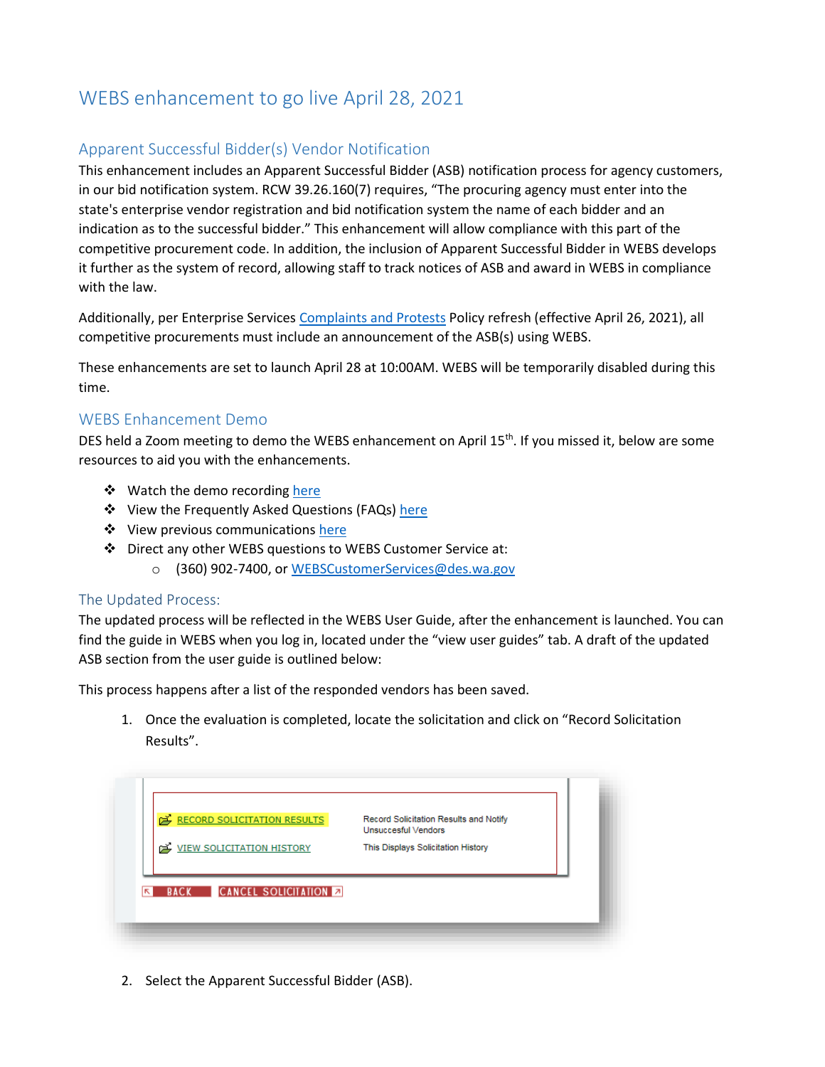# WEBS enhancement to go live April 28, 2021

## Apparent Successful Bidder(s) Vendor Notification

This enhancement includes an Apparent Successful Bidder (ASB) notification process for agency customers, in our bid notification system. RCW 39.26.160(7) requires, "The procuring agency must enter into the state's enterprise vendor registration and bid notification system the name of each bidder and an indication as to the successful bidder." This enhancement will allow compliance with this part of the competitive procurement code. In addition, the inclusion of Apparent Successful Bidder in WEBS develops it further as the system of record, allowing staff to track notices of ASB and award in WEBS in compliance with the law.

Additionally, per Enterprise Services Complaints and Protests Policy refresh (effective April 26, 2021), all competitive procurements must include an announcement of the ASB(s) using WEBS.

These enhancements are set to launch April 28 at 10:00AM. WEBS will be temporarily disabled during this time.

## WEBS Enhancement Demo

DES held a Zoom meeting to demo the WEBS enhancement on April 15th. If you missed it, below are some resources to aid you with the enhancements.

- Watch the demo recording here
- View the Frequently Asked Questions (FAQs) here
- View previous communications here
- Direct any other WEBS questions to WEBS Customer Service at:
  - (360) 902-7400, or WEBSCustomerServices@des.wa.gov

## The Updated Process:

The updated process will be reflected in the WEBS User Guide, after the enhancement is launched. You can find the guide in WEBS when you log in, located under the "view user guides" tab. A draft of the updated ASB section from the user guide is outlined below:

This process happens after a list of the responded vendors has been saved.

1. Once the evaluation is completed, locate the solicitation and click on "Record Solicitation Results".

| | |
|---|---|
| RECORD SOLICITATION RESULTS | Record Solicitation Results and Notify Unsuccesful Vendors |
| VIEW SOLICITATION HISTORY | This Displays Solicitation History |

BACK CANCEL SOLICITATION

2. Select the Apparent Successful Bidder (ASB).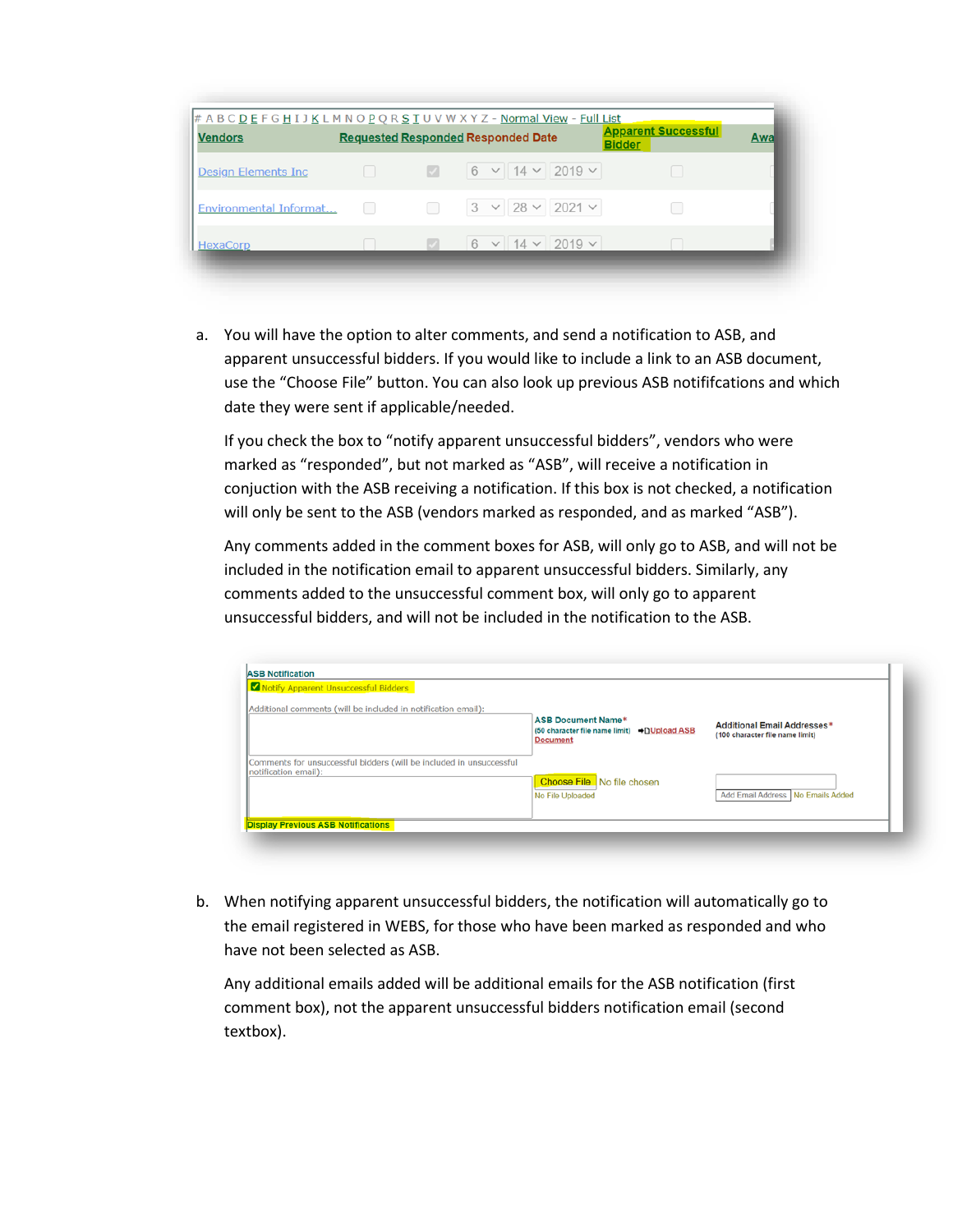a. You will have the option to alter comments, and send a notification to ASB, and apparent unsuccessful bidders. If you would like to include a link to an ASB document, use the “Choose File” button. You can also look up previous ASB notififcations and which date they were sent if applicable/needed.

   If you check the box to “notify apparent unsuccessful bidders”, vendors who were marked as “responded”, but not marked as “ASB”, will receive a notification in conjuction with the ASB receiving a notification. If this box is not checked, a notification will only be sent to the ASB (vendors marked as responded, and as marked “ASB”).

   Any comments added in the comment boxes for ASB, will only go to ASB, and will not be included in the notification email to apparent unsuccessful bidders. Similarly, any comments added to the unsuccessful comment box, will only go to apparent unsuccessful bidders, and will not be included in the notification to the ASB.

b. When notifying apparent unsuccessful bidders, the notification will automatically go to the email registered in WEBS, for those who have been marked as responded and who have not been selected as ASB.

   Any additional emails added will be additional emails for the ASB notification (first comment box), not the apparent unsuccessful bidders notification email (second textbox).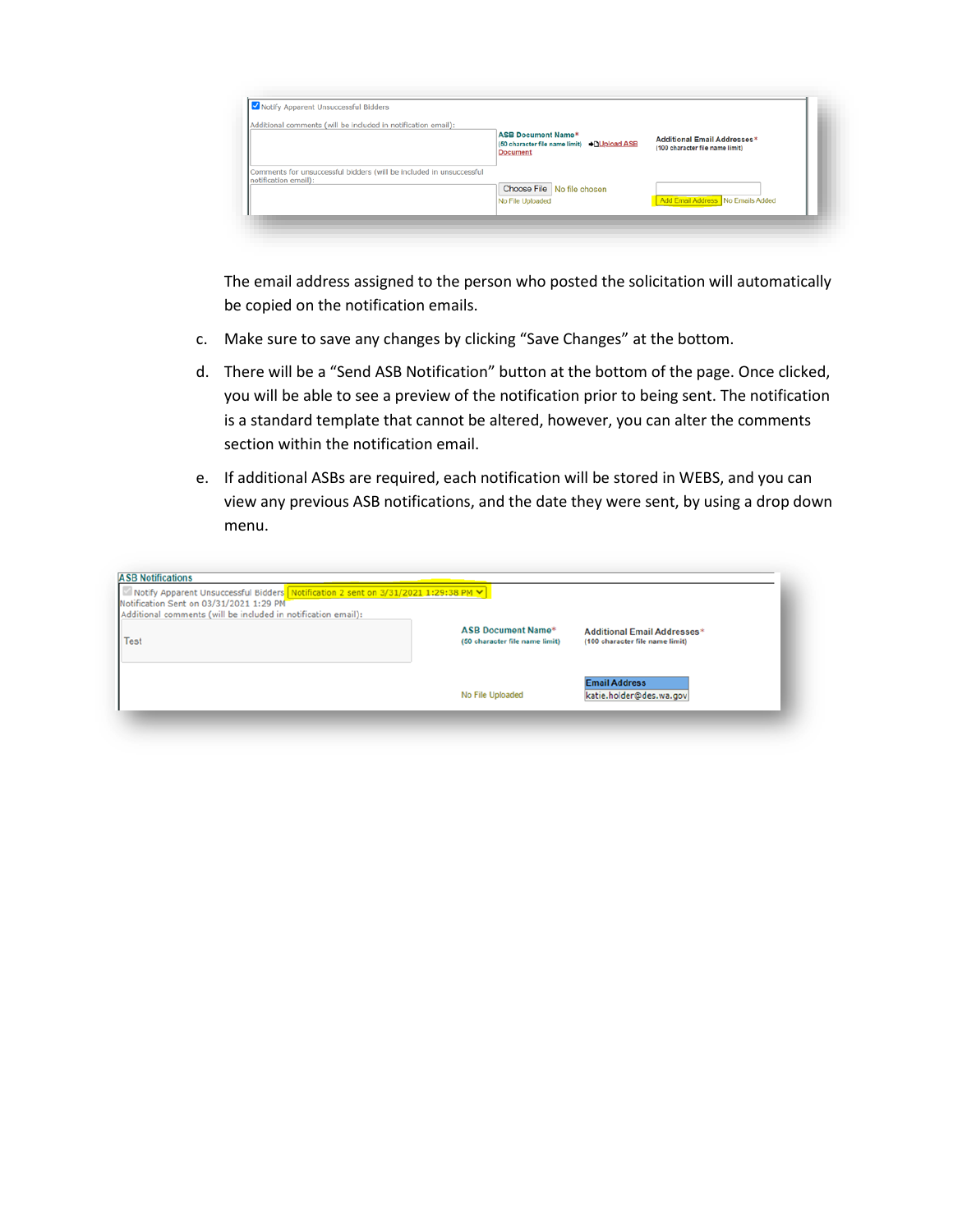The email address assigned to the person who posted the solicitation will automatically be copied on the notification emails.

c. Make sure to save any changes by clicking "Save Changes" at the bottom.

d. There will be a "Send ASB Notification" button at the bottom of the page. Once clicked, you will be able to see a preview of the notification prior to being sent. The notification is a standard template that cannot be altered, however, you can alter the comments section within the notification email.

e. If additional ASBs are required, each notification will be stored in WEBS, and you can view any previous ASB notifications, and the date they were sent, by using a drop down menu.